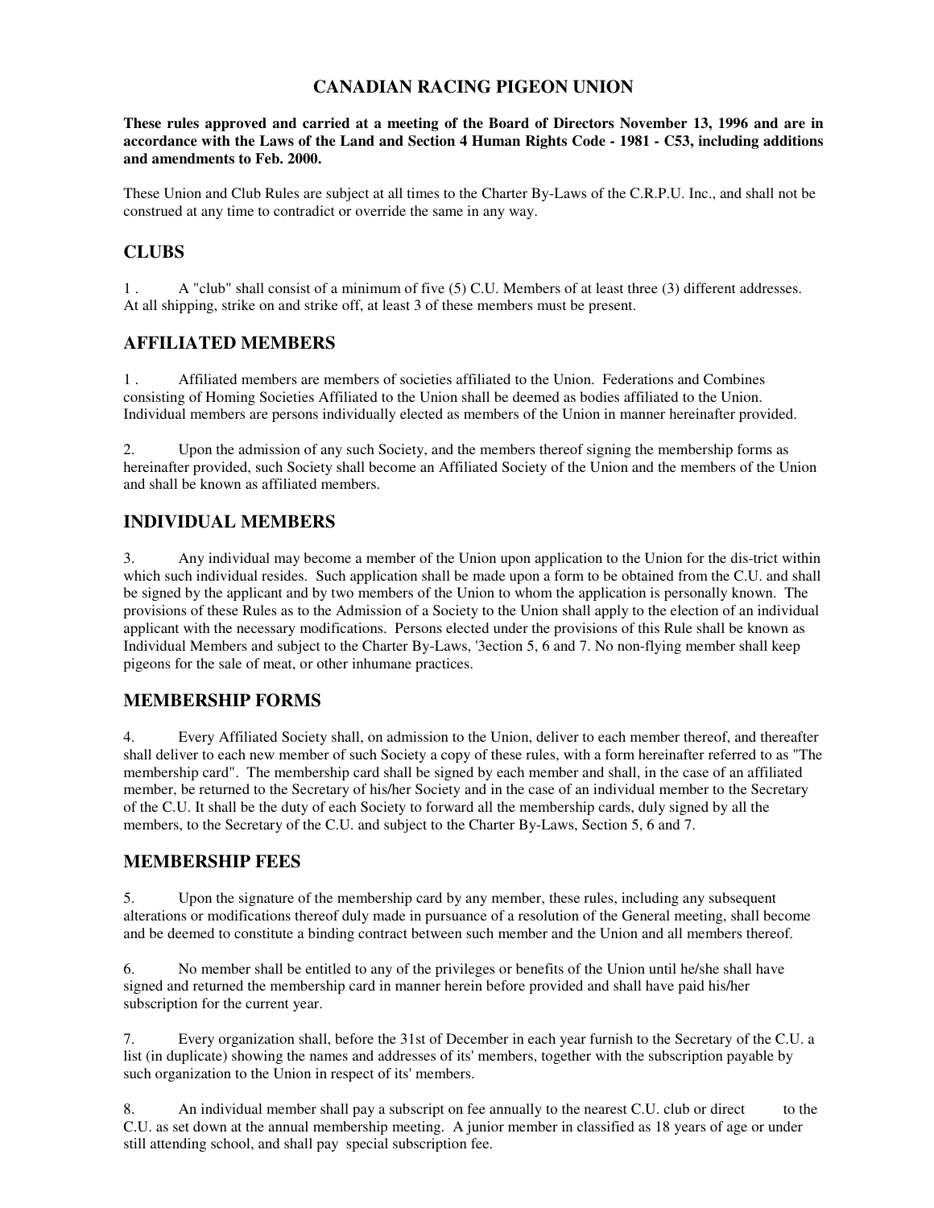# CANADIAN RACING PIGEON UNION

**These rules approved and carried at a meeting of the Board of Directors November 13, 1996 and are in accordance with the Laws of the Land and Section 4 Human Rights Code - 1981 - C53, including additions and amendments to Feb. 2000.**

These Union and Club Rules are subject at all times to the Charter By-Laws of the C.R.P.U. Inc., and shall not be construed at any time to contradict or override the same in any way.

## CLUBS

1 . A "club" shall consist of a minimum of five (5) C.U. Members of at least three (3) different addresses. At all shipping, strike on and strike off, at least 3 of these members must be present.

## AFFILIATED MEMBERS

1 . Affiliated members are members of societies affiliated to the Union. Federations and Combines consisting of Homing Societies Affiliated to the Union shall be deemed as bodies affiliated to the Union. Individual members are persons individually elected as members of the Union in manner hereinafter provided.

2. Upon the admission of any such Society, and the members thereof signing the membership forms as hereinafter provided, such Society shall become an Affiliated Society of the Union and the members of the Union and shall be known as affiliated members.

## INDIVIDUAL MEMBERS

3. Any individual may become a member of the Union upon application to the Union for the dis-trict within which such individual resides. Such application shall be made upon a form to be obtained from the C.U. and shall be signed by the applicant and by two members of the Union to whom the application is personally known. The provisions of these Rules as to the Admission of a Society to the Union shall apply to the election of an individual applicant with the necessary modifications. Persons elected under the provisions of this Rule shall be known as Individual Members and subject to the Charter By-Laws, '3ection 5, 6 and 7. No non-flying member shall keep pigeons for the sale of meat, or other inhumane practices.

## MEMBERSHIP FORMS

4. Every Affiliated Society shall, on admission to the Union, deliver to each member thereof, and thereafter shall deliver to each new member of such Society a copy of these rules, with a form hereinafter referred to as "The membership card". The membership card shall be signed by each member and shall, in the case of an affiliated member, be returned to the Secretary of his/her Society and in the case of an individual member to the Secretary of the C.U. It shall be the duty of each Society to forward all the membership cards, duly signed by all the members, to the Secretary of the C.U. and subject to the Charter By-Laws, Section 5, 6 and 7.

## MEMBERSHIP FEES

5. Upon the signature of the membership card by any member, these rules, including any subsequent alterations or modifications thereof duly made in pursuance of a resolution of the General meeting, shall become and be deemed to constitute a binding contract between such member and the Union and all members thereof.

6. No member shall be entitled to any of the privileges or benefits of the Union until he/she shall have signed and returned the membership card in manner herein before provided and shall have paid his/her subscription for the current year.

7. Every organization shall, before the 31st of December in each year furnish to the Secretary of the C.U. a list (in duplicate) showing the names and addresses of its' members, together with the subscription payable by such organization to the Union in respect of its' members.

8. An individual member shall pay a subscript on fee annually to the nearest C.U. club or direct to the C.U. as set down at the annual membership meeting. A junior member in classified as 18 years of age or under still attending school, and shall pay special subscription fee.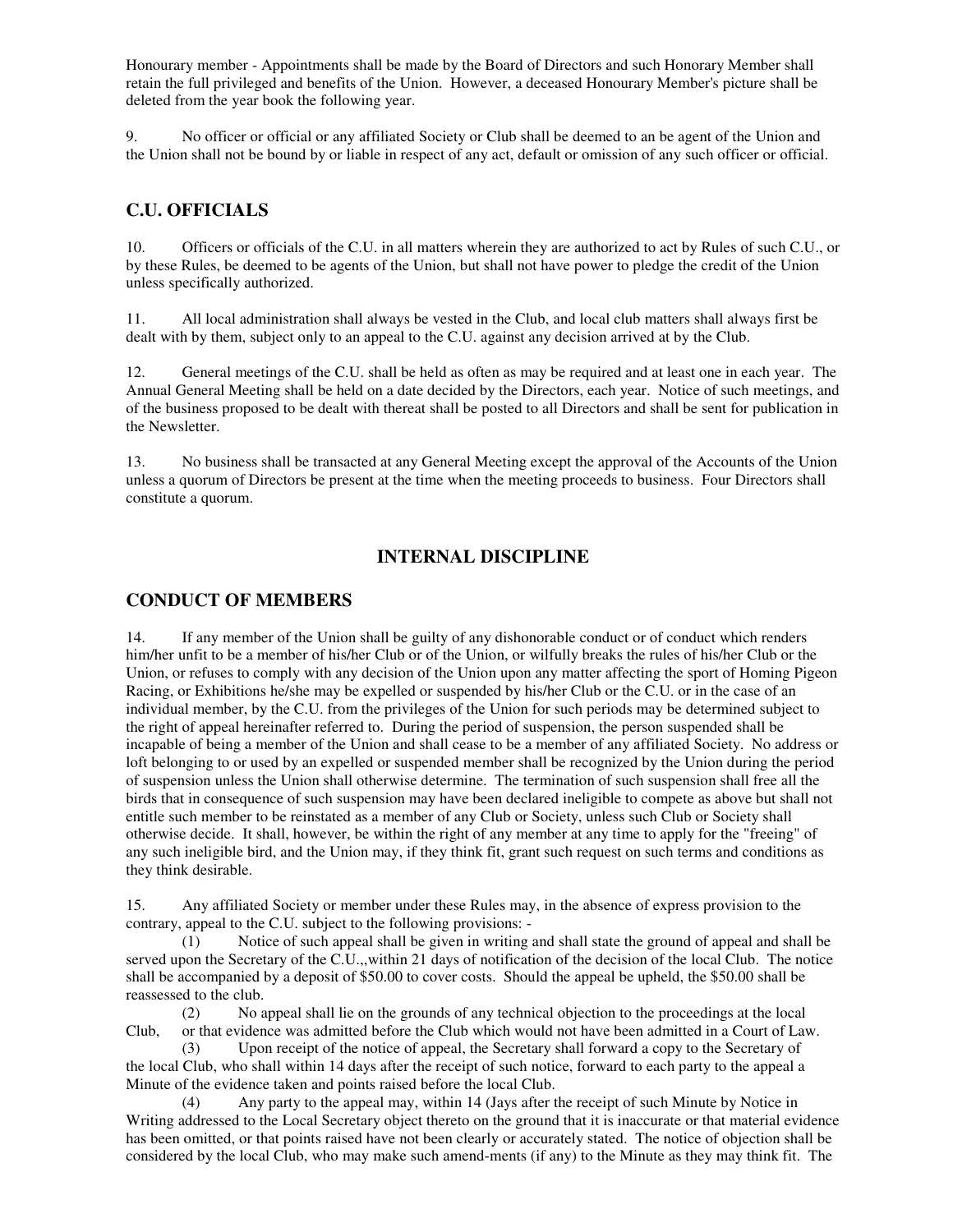Honourary member - Appointments shall be made by the Board of Directors and such Honorary Member shall retain the full privileged and benefits of the Union. However, a deceased Honourary Member's picture shall be deleted from the year book the following year.

9. No officer or official or any affiliated Society or Club shall be deemed to an be agent of the Union and the Union shall not be bound by or liable in respect of any act, default or omission of any such officer or official.

## C.U. OFFICIALS

10. Officers or officials of the C.U. in all matters wherein they are authorized to act by Rules of such C.U., or by these Rules, be deemed to be agents of the Union, but shall not have power to pledge the credit of the Union unless specifically authorized.

11. All local administration shall always be vested in the Club, and local club matters shall always first be dealt with by them, subject only to an appeal to the C.U. against any decision arrived at by the Club.

12. General meetings of the C.U. shall be held as often as may be required and at least one in each year. The Annual General Meeting shall be held on a date decided by the Directors, each year. Notice of such meetings, and of the business proposed to be dealt with thereat shall be posted to all Directors and shall be sent for publication in the Newsletter.

13. No business shall be transacted at any General Meeting except the approval of the Accounts of the Union unless a quorum of Directors be present at the time when the meeting proceeds to business. Four Directors shall constitute a quorum.

# INTERNAL DISCIPLINE

## CONDUCT OF MEMBERS

14. If any member of the Union shall be guilty of any dishonorable conduct or of conduct which renders him/her unfit to be a member of his/her Club or of the Union, or wilfully breaks the rules of his/her Club or the Union, or refuses to comply with any decision of the Union upon any matter affecting the sport of Homing Pigeon Racing, or Exhibitions he/she may be expelled or suspended by his/her Club or the C.U. or in the case of an individual member, by the C.U. from the privileges of the Union for such periods may be determined subject to the right of appeal hereinafter referred to. During the period of suspension, the person suspended shall be incapable of being a member of the Union and shall cease to be a member of any affiliated Society. No address or loft belonging to or used by an expelled or suspended member shall be recognized by the Union during the period of suspension unless the Union shall otherwise determine. The termination of such suspension shall free all the birds that in consequence of such suspension may have been declared ineligible to compete as above but shall not entitle such member to be reinstated as a member of any Club or Society, unless such Club or Society shall otherwise decide. It shall, however, be within the right of any member at any time to apply for the "freeing" of any such ineligible bird, and the Union may, if they think fit, grant such request on such terms and conditions as they think desirable.

15. Any affiliated Society or member under these Rules may, in the absence of express provision to the contrary, appeal to the C.U. subject to the following provisions: -

(1) Notice of such appeal shall be given in writing and shall state the ground of appeal and shall be served upon the Secretary of the C.U.,,within 21 days of notification of the decision of the local Club. The notice shall be accompanied by a deposit of $50.00 to cover costs. Should the appeal be upheld, the $50.00 shall be reassessed to the club.

(2) No appeal shall lie on the grounds of any technical objection to the proceedings at the local Club, or that evidence was admitted before the Club which would not have been admitted in a Court of Law.

(3) Upon receipt of the notice of appeal, the Secretary shall forward a copy to the Secretary of the local Club, who shall within 14 days after the receipt of such notice, forward to each party to the appeal a Minute of the evidence taken and points raised before the local Club.

(4) Any party to the appeal may, within 14 (Jays after the receipt of such Minute by Notice in Writing addressed to the Local Secretary object thereto on the ground that it is inaccurate or that material evidence has been omitted, or that points raised have not been clearly or accurately stated. The notice of objection shall be considered by the local Club, who may make such amend-ments (if any) to the Minute as they may think fit. The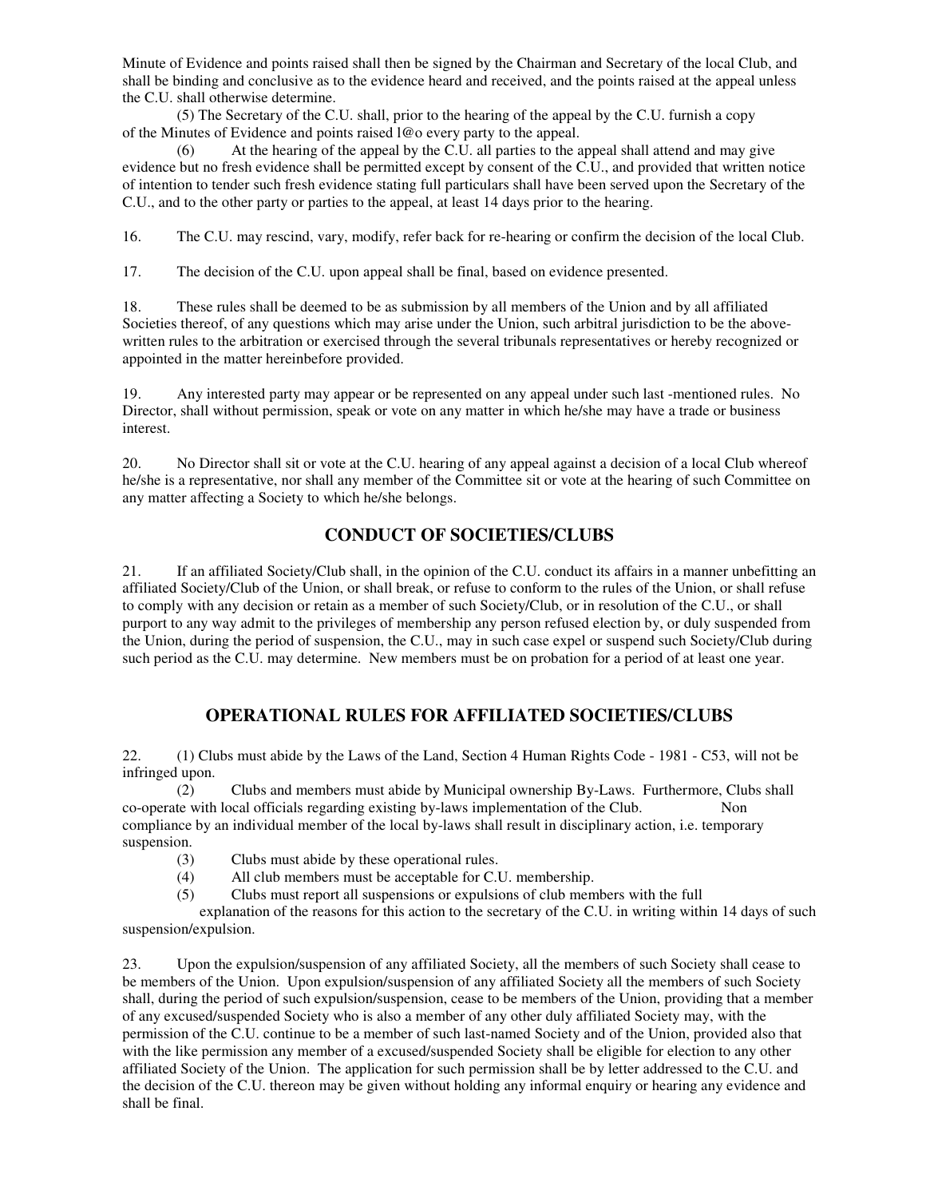Minute of Evidence and points raised shall then be signed by the Chairman and Secretary of the local Club, and shall be binding and conclusive as to the evidence heard and received, and the points raised at the appeal unless the C.U. shall otherwise determine.

(5) The Secretary of the C.U. shall, prior to the hearing of the appeal by the C.U. furnish a copy of the Minutes of Evidence and points raised l@o every party to the appeal.

(6) At the hearing of the appeal by the C.U. all parties to the appeal shall attend and may give evidence but no fresh evidence shall be permitted except by consent of the C.U., and provided that written notice of intention to tender such fresh evidence stating full particulars shall have been served upon the Secretary of the C.U., and to the other party or parties to the appeal, at least 14 days prior to the hearing.

16. The C.U. may rescind, vary, modify, refer back for re-hearing or confirm the decision of the local Club.

17. The decision of the C.U. upon appeal shall be final, based on evidence presented.

18. These rules shall be deemed to be as submission by all members of the Union and by all affiliated Societies thereof, of any questions which may arise under the Union, such arbitral jurisdiction to be the above-written rules to the arbitration or exercised through the several tribunals representatives or hereby recognized or appointed in the matter hereinbefore provided.

19. Any interested party may appear or be represented on any appeal under such last -mentioned rules. No Director, shall without permission, speak or vote on any matter in which he/she may have a trade or business interest.

20. No Director shall sit or vote at the C.U. hearing of any appeal against a decision of a local Club whereof he/she is a representative, nor shall any member of the Committee sit or vote at the hearing of such Committee on any matter affecting a Society to which he/she belongs.

## CONDUCT OF SOCIETIES/CLUBS

21. If an affiliated Society/Club shall, in the opinion of the C.U. conduct its affairs in a manner unbefitting an affiliated Society/Club of the Union, or shall break, or refuse to conform to the rules of the Union, or shall refuse to comply with any decision or retain as a member of such Society/Club, or in resolution of the C.U., or shall purport to any way admit to the privileges of membership any person refused election by, or duly suspended from the Union, during the period of suspension, the C.U., may in such case expel or suspend such Society/Club during such period as the C.U. may determine. New members must be on probation for a period of at least one year.

## OPERATIONAL RULES FOR AFFILIATED SOCIETIES/CLUBS

22. (1) Clubs must abide by the Laws of the Land, Section 4 Human Rights Code - 1981 - C53, will not be infringed upon.

(2) Clubs and members must abide by Municipal ownership By-Laws. Furthermore, Clubs shall co-operate with local officials regarding existing by-laws implementation of the Club. Non compliance by an individual member of the local by-laws shall result in disciplinary action, i.e. temporary suspension.

(3) Clubs must abide by these operational rules.

(4) All club members must be acceptable for C.U. membership.

(5) Clubs must report all suspensions or expulsions of club members with the full explanation of the reasons for this action to the secretary of the C.U. in writing within 14 days of such suspension/expulsion.

23. Upon the expulsion/suspension of any affiliated Society, all the members of such Society shall cease to be members of the Union. Upon expulsion/suspension of any affiliated Society all the members of such Society shall, during the period of such expulsion/suspension, cease to be members of the Union, providing that a member of any excused/suspended Society who is also a member of any other duly affiliated Society may, with the permission of the C.U. continue to be a member of such last-named Society and of the Union, provided also that with the like permission any member of a excused/suspended Society shall be eligible for election to any other affiliated Society of the Union. The application for such permission shall be by letter addressed to the C.U. and the decision of the C.U. thereon may be given without holding any informal enquiry or hearing any evidence and shall be final.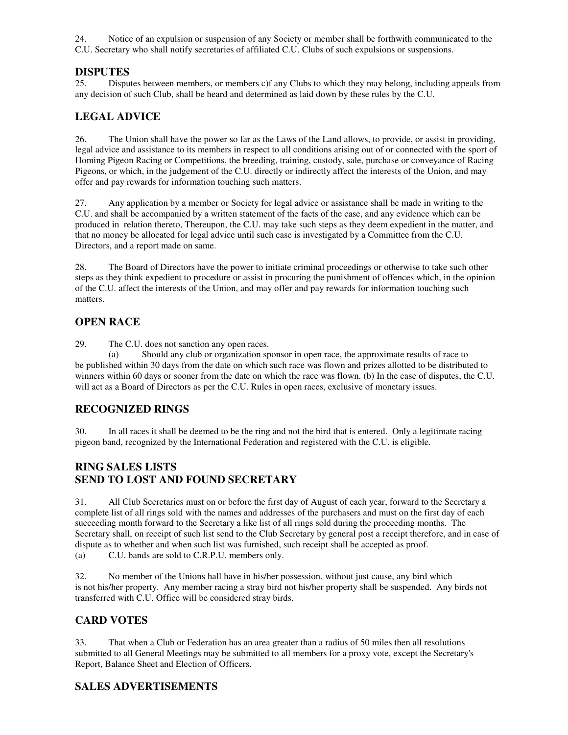24. Notice of an expulsion or suspension of any Society or member shall be forthwith communicated to the C.U. Secretary who shall notify secretaries of affiliated C.U. Clubs of such expulsions or suspensions.

## DISPUTES

25. Disputes between members, or members c)f any Clubs to which they may belong, including appeals from any decision of such Club, shall be heard and determined as laid down by these rules by the C.U.

## LEGAL ADVICE

26. The Union shall have the power so far as the Laws of the Land allows, to provide, or assist in providing, legal advice and assistance to its members in respect to all conditions arising out of or connected with the sport of Homing Pigeon Racing or Competitions, the breeding, training, custody, sale, purchase or conveyance of Racing Pigeons, or which, in the judgement of the C.U. directly or indirectly affect the interests of the Union, and may offer and pay rewards for information touching such matters.

27. Any application by a member or Society for legal advice or assistance shall be made in writing to the C.U. and shall be accompanied by a written statement of the facts of the case, and any evidence which can be produced in relation thereto, Thereupon, the C.U. may take such steps as they deem expedient in the matter, and that no money be allocated for legal advice until such case is investigated by a Committee from the C.U. Directors, and a report made on same.

28. The Board of Directors have the power to initiate criminal proceedings or otherwise to take such other steps as they think expedient to procedure or assist in procuring the punishment of offences which, in the opinion of the C.U. affect the interests of the Union, and may offer and pay rewards for information touching such matters.

## OPEN RACE

29. The C.U. does not sanction any open races.

(a) Should any club or organization sponsor in open race, the approximate results of race to be published within 30 days from the date on which such race was flown and prizes allotted to be distributed to winners within 60 days or sooner from the date on which the race was flown. (b) In the case of disputes, the C.U. will act as a Board of Directors as per the C.U. Rules in open races, exclusive of monetary issues.

## RECOGNIZED RINGS

30. In all races it shall be deemed to be the ring and not the bird that is entered. Only a legitimate racing pigeon band, recognized by the International Federation and registered with the C.U. is eligible.

## RING SALES LISTS
## SEND TO LOST AND FOUND SECRETARY

31. All Club Secretaries must on or before the first day of August of each year, forward to the Secretary a complete list of all rings sold with the names and addresses of the purchasers and must on the first day of each succeeding month forward to the Secretary a like list of all rings sold during the proceeding months. The Secretary shall, on receipt of such list send to the Club Secretary by general post a receipt therefore, and in case of dispute as to whether and when such list was furnished, such receipt shall be accepted as proof.

(a) C.U. bands are sold to C.R.P.U. members only.

32. No member of the Unions hall have in his/her possession, without just cause, any bird which is not his/her property. Any member racing a stray bird not his/her property shall be suspended. Any birds not transferred with C.U. Office will be considered stray birds.

## CARD VOTES

33. That when a Club or Federation has an area greater than a radius of 50 miles then all resolutions submitted to all General Meetings may be submitted to all members for a proxy vote, except the Secretary's Report, Balance Sheet and Election of Officers.

## SALES ADVERTISEMENTS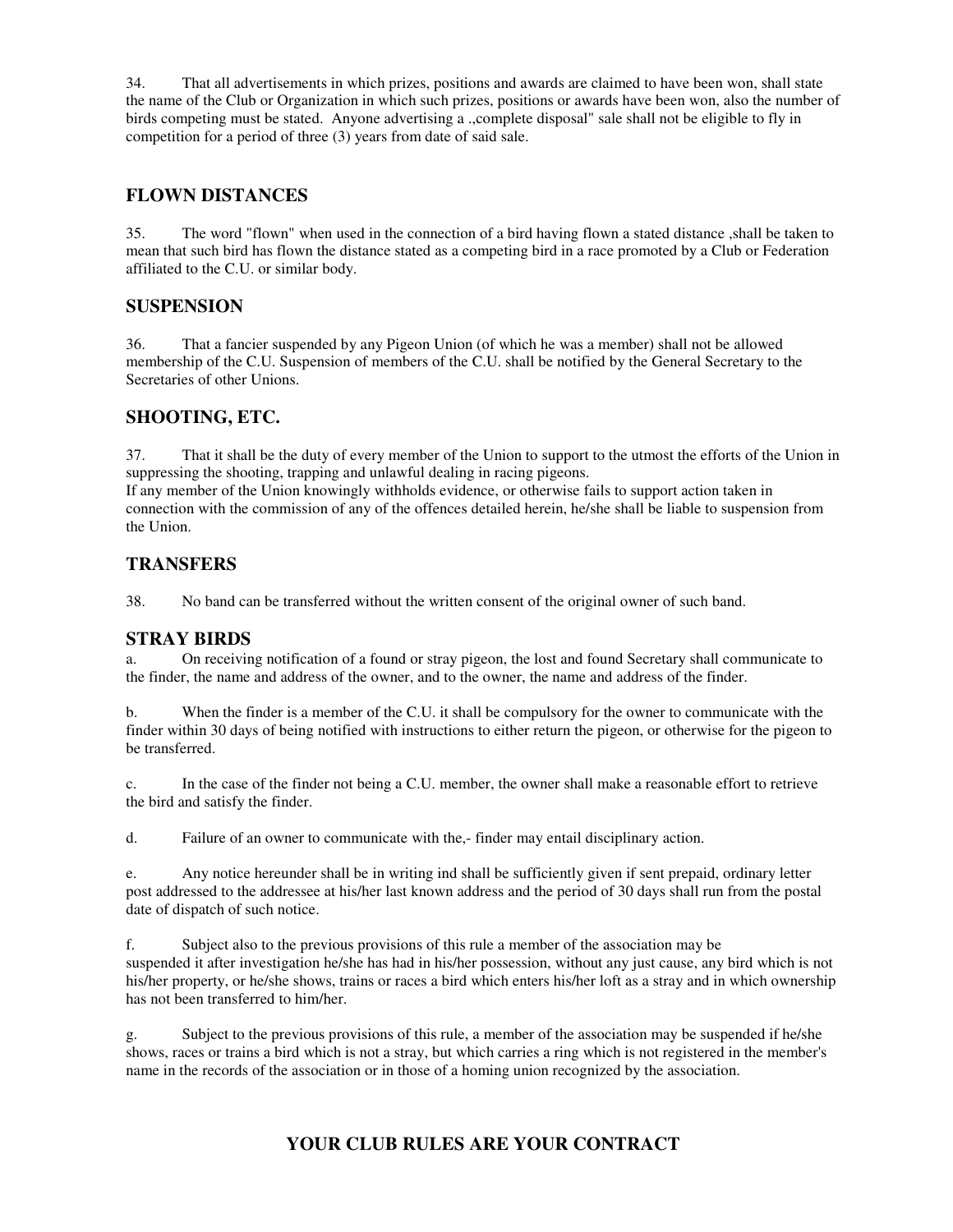34. That all advertisements in which prizes, positions and awards are claimed to have been won, shall state the name of the Club or Organization in which such prizes, positions or awards have been won, also the number of birds competing must be stated. Anyone advertising a .,complete disposal" sale shall not be eligible to fly in competition for a period of three (3) years from date of said sale.

## FLOWN DISTANCES

35. The word "flown" when used in the connection of a bird having flown a stated distance ,shall be taken to mean that such bird has flown the distance stated as a competing bird in a race promoted by a Club or Federation affiliated to the C.U. or similar body.

## SUSPENSION

36. That a fancier suspended by any Pigeon Union (of which he was a member) shall not be allowed membership of the C.U. Suspension of members of the C.U. shall be notified by the General Secretary to the Secretaries of other Unions.

## SHOOTING, ETC.

37. That it shall be the duty of every member of the Union to support to the utmost the efforts of the Union in suppressing the shooting, trapping and unlawful dealing in racing pigeons.
If any member of the Union knowingly withholds evidence, or otherwise fails to support action taken in connection with the commission of any of the offences detailed herein, he/she shall be liable to suspension from the Union.

## TRANSFERS

38. No band can be transferred without the written consent of the original owner of such band.

## STRAY BIRDS

a. On receiving notification of a found or stray pigeon, the lost and found Secretary shall communicate to the finder, the name and address of the owner, and to the owner, the name and address of the finder.

b. When the finder is a member of the C.U. it shall be compulsory for the owner to communicate with the finder within 30 days of being notified with instructions to either return the pigeon, or otherwise for the pigeon to be transferred.

c. In the case of the finder not being a C.U. member, the owner shall make a reasonable effort to retrieve the bird and satisfy the finder.

d. Failure of an owner to communicate with the,- finder may entail disciplinary action.

e. Any notice hereunder shall be in writing ind shall be sufficiently given if sent prepaid, ordinary letter post addressed to the addressee at his/her last known address and the period of 30 days shall run from the postal date of dispatch of such notice.

f. Subject also to the previous provisions of this rule a member of the association may be suspended it after investigation he/she has had in his/her possession, without any just cause, any bird which is not his/her property, or he/she shows, trains or races a bird which enters his/her loft as a stray and in which ownership has not been transferred to him/her.

g. Subject to the previous provisions of this rule, a member of the association may be suspended if he/she shows, races or trains a bird which is not a stray, but which carries a ring which is not registered in the member's name in the records of the association or in those of a homing union recognized by the association.

**YOUR CLUB RULES ARE YOUR CONTRACT**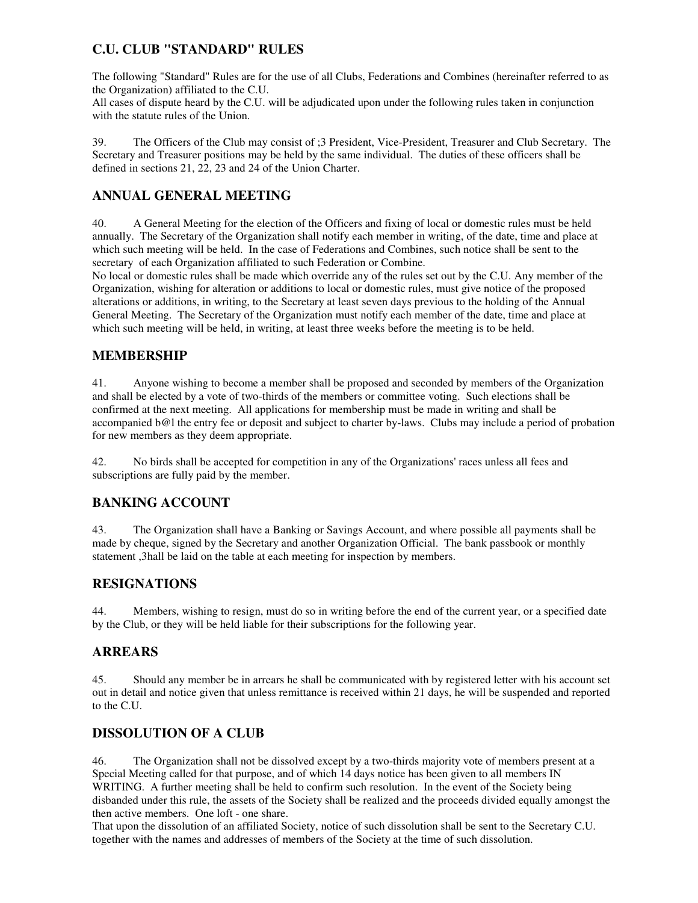## C.U. CLUB "STANDARD" RULES

The following "Standard" Rules are for the use of all Clubs, Federations and Combines (hereinafter referred to as the Organization) affiliated to the C.U.

All cases of dispute heard by the C.U. will be adjudicated upon under the following rules taken in conjunction with the statute rules of the Union.

39. The Officers of the Club may consist of ;3 President, Vice-President, Treasurer and Club Secretary. The Secretary and Treasurer positions may be held by the same individual. The duties of these officers shall be defined in sections 21, 22, 23 and 24 of the Union Charter.

## ANNUAL GENERAL MEETING

40. A General Meeting for the election of the Officers and fixing of local or domestic rules must be held annually. The Secretary of the Organization shall notify each member in writing, of the date, time and place at which such meeting will be held. In the case of Federations and Combines, such notice shall be sent to the secretary of each Organization affiliated to such Federation or Combine.

No local or domestic rules shall be made which override any of the rules set out by the C.U. Any member of the Organization, wishing for alteration or additions to local or domestic rules, must give notice of the proposed alterations or additions, in writing, to the Secretary at least seven days previous to the holding of the Annual General Meeting. The Secretary of the Organization must notify each member of the date, time and place at which such meeting will be held, in writing, at least three weeks before the meeting is to be held.

## MEMBERSHIP

41. Anyone wishing to become a member shall be proposed and seconded by members of the Organization and shall be elected by a vote of two-thirds of the members or committee voting. Such elections shall be confirmed at the next meeting. All applications for membership must be made in writing and shall be accompanied b@l the entry fee or deposit and subject to charter by-laws. Clubs may include a period of probation for new members as they deem appropriate.

42. No birds shall be accepted for competition in any of the Organizations' races unless all fees and subscriptions are fully paid by the member.

## BANKING ACCOUNT

43. The Organization shall have a Banking or Savings Account, and where possible all payments shall be made by cheque, signed by the Secretary and another Organization Official. The bank passbook or monthly statement ,3hall be laid on the table at each meeting for inspection by members.

## RESIGNATIONS

44. Members, wishing to resign, must do so in writing before the end of the current year, or a specified date by the Club, or they will be held liable for their subscriptions for the following year.

## ARREARS

45. Should any member be in arrears he shall be communicated with by registered letter with his account set out in detail and notice given that unless remittance is received within 21 days, he will be suspended and reported to the C.U.

## DISSOLUTION OF A CLUB

46. The Organization shall not be dissolved except by a two-thirds majority vote of members present at a Special Meeting called for that purpose, and of which 14 days notice has been given to all members IN WRITING. A further meeting shall be held to confirm such resolution. In the event of the Society being disbanded under this rule, the assets of the Society shall be realized and the proceeds divided equally amongst the then active members. One loft - one share.

That upon the dissolution of an affiliated Society, notice of such dissolution shall be sent to the Secretary C.U. together with the names and addresses of members of the Society at the time of such dissolution.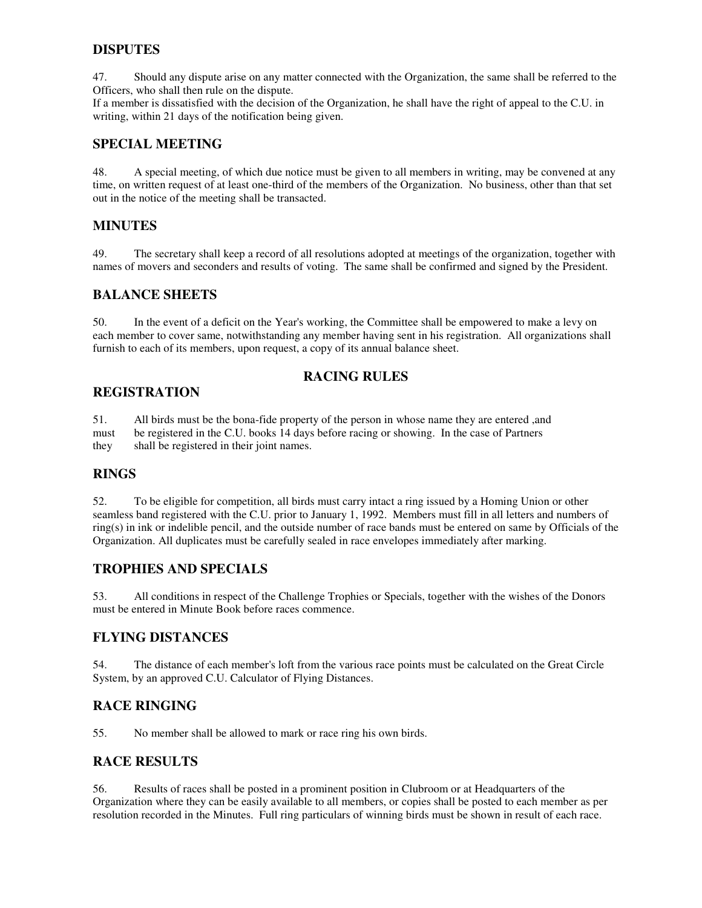## DISPUTES

47. Should any dispute arise on any matter connected with the Organization, the same shall be referred to the Officers, who shall then rule on the dispute.
If a member is dissatisfied with the decision of the Organization, he shall have the right of appeal to the C.U. in writing, within 21 days of the notification being given.

## SPECIAL MEETING

48. A special meeting, of which due notice must be given to all members in writing, may be convened at any time, on written request of at least one-third of the members of the Organization. No business, other than that set out in the notice of the meeting shall be transacted.

## MINUTES

49. The secretary shall keep a record of all resolutions adopted at meetings of the organization, together with names of movers and seconders and results of voting. The same shall be confirmed and signed by the President.

## BALANCE SHEETS

50. In the event of a deficit on the Year's working, the Committee shall be empowered to make a levy on each member to cover same, notwithstanding any member having sent in his registration. All organizations shall furnish to each of its members, upon request, a copy of its annual balance sheet.

# RACING RULES

## REGISTRATION

51. All birds must be the bona-fide property of the person in whose name they are entered ,and must be registered in the C.U. books 14 days before racing or showing. In the case of Partners they shall be registered in their joint names.

## RINGS

52. To be eligible for competition, all birds must carry intact a ring issued by a Homing Union or other seamless band registered with the C.U. prior to January 1, 1992. Members must fill in all letters and numbers of ring(s) in ink or indelible pencil, and the outside number of race bands must be entered on same by Officials of the Organization. All duplicates must be carefully sealed in race envelopes immediately after marking.

## TROPHIES AND SPECIALS

53. All conditions in respect of the Challenge Trophies or Specials, together with the wishes of the Donors must be entered in Minute Book before races commence.

## FLYING DISTANCES

54. The distance of each member's loft from the various race points must be calculated on the Great Circle System, by an approved C.U. Calculator of Flying Distances.

## RACE RINGING

55. No member shall be allowed to mark or race ring his own birds.

## RACE RESULTS

56. Results of races shall be posted in a prominent position in Clubroom or at Headquarters of the Organization where they can be easily available to all members, or copies shall be posted to each member as per resolution recorded in the Minutes. Full ring particulars of winning birds must be shown in result of each race.